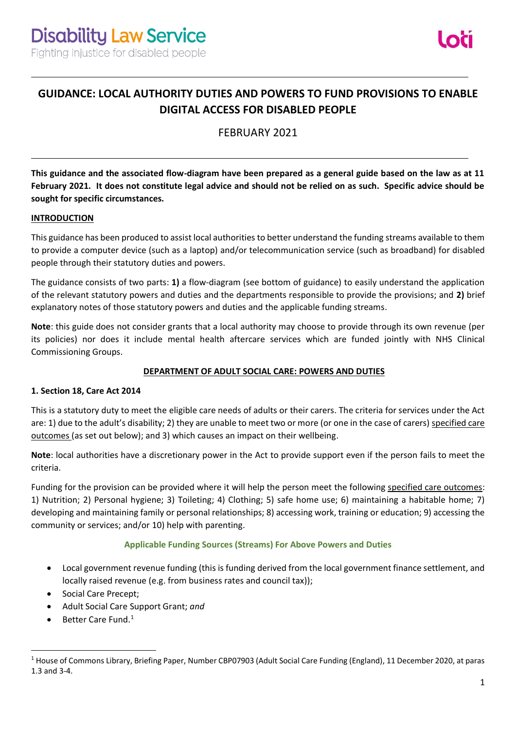Disability Law Service
Fighting injustice for disabled people

loti

# GUIDANCE: LOCAL AUTHORITY DUTIES AND POWERS TO FUND PROVISIONS TO ENABLE DIGITAL ACCESS FOR DISABLED PEOPLE

FEBRUARY 2021

**This guidance and the associated flow-diagram have been prepared as a general guide based on the law as at 11 February 2021. It does not constitute legal advice and should not be relied on as such. Specific advice should be sought for specific circumstances.**

## INTRODUCTION

This guidance has been produced to assist local authorities to better understand the funding streams available to them to provide a computer device (such as a laptop) and/or telecommunication service (such as broadband) for disabled people through their statutory duties and powers.

The guidance consists of two parts: **1)** a flow-diagram (see bottom of guidance) to easily understand the application of the relevant statutory powers and duties and the departments responsible to provide the provisions; and **2)** brief explanatory notes of those statutory powers and duties and the applicable funding streams.

**Note**: this guide does not consider grants that a local authority may choose to provide through its own revenue (per its policies) nor does it include mental health aftercare services which are funded jointly with NHS Clinical Commissioning Groups.

## DEPARTMENT OF ADULT SOCIAL CARE: POWERS AND DUTIES

### 1. Section 18, Care Act 2014

This is a statutory duty to meet the eligible care needs of adults or their carers. The criteria for services under the Act are: 1) due to the adult's disability; 2) they are unable to meet two or more (or one in the case of carers) specified care outcomes (as set out below); and 3) which causes an impact on their wellbeing.

**Note**: local authorities have a discretionary power in the Act to provide support even if the person fails to meet the criteria.

Funding for the provision can be provided where it will help the person meet the following specified care outcomes: 1) Nutrition; 2) Personal hygiene; 3) Toileting; 4) Clothing; 5) safe home use; 6) maintaining a habitable home; 7) developing and maintaining family or personal relationships; 8) accessing work, training or education; 9) accessing the community or services; and/or 10) help with parenting.

#### Applicable Funding Sources (Streams) For Above Powers and Duties

- Local government revenue funding (this is funding derived from the local government finance settlement, and locally raised revenue (e.g. from business rates and council tax));
- Social Care Precept;
- Adult Social Care Support Grant; *and*
- Better Care Fund.[1]

[1] House of Commons Library, Briefing Paper, Number CBP07903 (Adult Social Care Funding (England), 11 December 2020, at paras 1.3 and 3-4.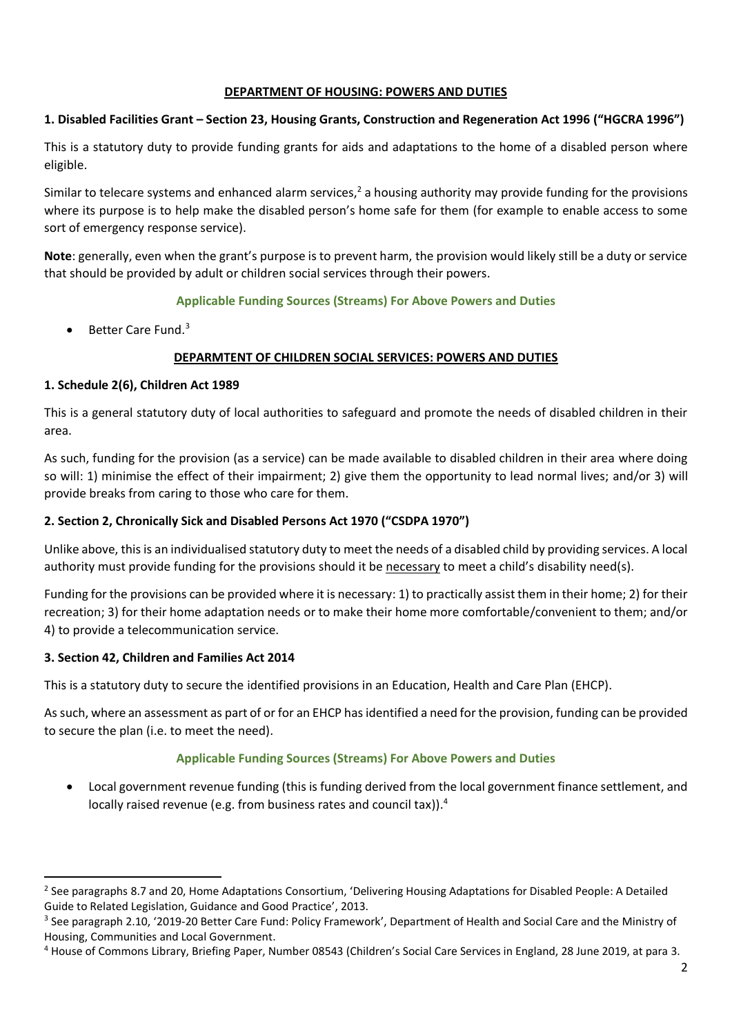## DEPARTMENT OF HOUSING: POWERS AND DUTIES

### 1. Disabled Facilities Grant – Section 23, Housing Grants, Construction and Regeneration Act 1996 ("HGCRA 1996")

This is a statutory duty to provide funding grants for aids and adaptations to the home of a disabled person where eligible.

Similar to telecare systems and enhanced alarm services,[2] a housing authority may provide funding for the provisions where its purpose is to help make the disabled person's home safe for them (for example to enable access to some sort of emergency response service).

**Note**: generally, even when the grant's purpose is to prevent harm, the provision would likely still be a duty or service that should be provided by adult or children social services through their powers.

#### Applicable Funding Sources (Streams) For Above Powers and Duties

- Better Care Fund.[3]

## DEPARMTENT OF CHILDREN SOCIAL SERVICES: POWERS AND DUTIES

### 1. Schedule 2(6), Children Act 1989

This is a general statutory duty of local authorities to safeguard and promote the needs of disabled children in their area.

As such, funding for the provision (as a service) can be made available to disabled children in their area where doing so will: 1) minimise the effect of their impairment; 2) give them the opportunity to lead normal lives; and/or 3) will provide breaks from caring to those who care for them.

### 2. Section 2, Chronically Sick and Disabled Persons Act 1970 ("CSDPA 1970")

Unlike above, this is an individualised statutory duty to meet the needs of a disabled child by providing services. A local authority must provide funding for the provisions should it be <u>necessary</u> to meet a child's disability need(s).

Funding for the provisions can be provided where it is necessary: 1) to practically assist them in their home; 2) for their recreation; 3) for their home adaptation needs or to make their home more comfortable/convenient to them; and/or 4) to provide a telecommunication service.

### 3. Section 42, Children and Families Act 2014

This is a statutory duty to secure the identified provisions in an Education, Health and Care Plan (EHCP).

As such, where an assessment as part of or for an EHCP has identified a need for the provision, funding can be provided to secure the plan (i.e. to meet the need).

#### Applicable Funding Sources (Streams) For Above Powers and Duties

- Local government revenue funding (this is funding derived from the local government finance settlement, and locally raised revenue (e.g. from business rates and council tax)).[4]

---

[2] See paragraphs 8.7 and 20, Home Adaptations Consortium, 'Delivering Housing Adaptations for Disabled People: A Detailed Guide to Related Legislation, Guidance and Good Practice', 2013.

[3] See paragraph 2.10, '2019-20 Better Care Fund: Policy Framework', Department of Health and Social Care and the Ministry of Housing, Communities and Local Government.

[4] House of Commons Library, Briefing Paper, Number 08543 (Children's Social Care Services in England, 28 June 2019, at para 3.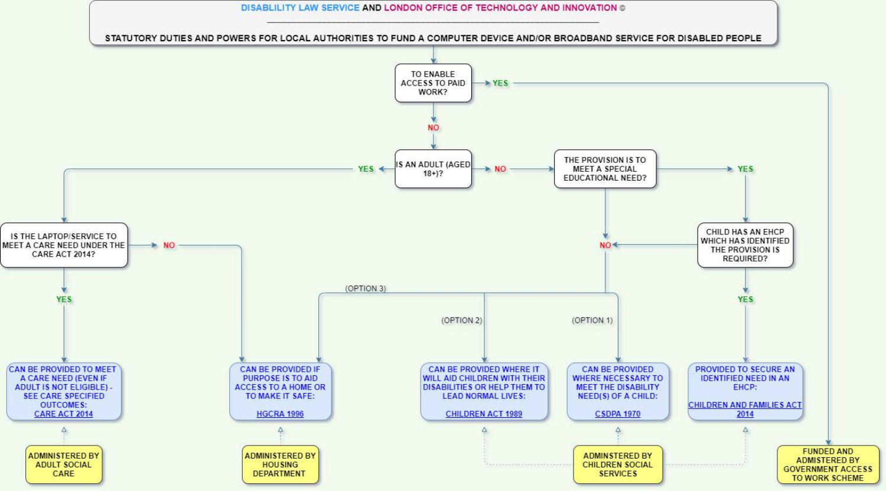**DISABLITY LAW SERVICE** AND **LONDON OFFICE OF TECHNOLOGY AND INNOVATION** ©

**STATUTORY DUTIES AND POWERS FOR LOCAL AUTHORITIES TO FUND A COMPUTER DEVICE AND/OR BROADBAND SERVICE FOR DISABLED PEOPLE**

- **TO ENABLE ACCESS TO PAID WORK?**
  - **YES** → FUNDED AND ADMISTERED BY GOVERNMENT ACCESS TO WORK SCHEME
  - **NO** → **IS AN ADULT (AGED 18+)?**
    - **YES** → **IS THE LAPTOP/SERVICE TO MEET A CARE NEED UNDER THE CARE ACT 2014?**
      - **YES** → CAN BE PROVIDED TO MEET A CARE NEED (EVEN IF ADULT IS NOT ELIGIBLE) - SEE CARE SPECIFIED OUTCOMES: CARE ACT 2014 (ADMINISTERED BY ADULT SOCIAL CARE)
      - **NO** → CAN BE PROVIDED IF PURPOSE IS TO AID ACCESS TO A HOME OR TO MAKE IT SAFE: HGCRA 1996 (ADMINISTERED BY HOUSING DEPARTMENT)
    - **NO** → **THE PROVISION IS TO MEET A SPECIAL EDUCATIONAL NEED?**
      - **YES** → **CHILD HAS AN EHCP WHICH HAS IDENTIFIED THE PROVISION IS REQUIRED?**
        - **YES** → PROVIDED TO SECURE AN IDENTIFIED NEED IN AN EHCP: CHILDREN AND FAMILIES ACT 2014 (ADMINSTERED BY CHILDREN SOCIAL SERVICES)
        - **NO** → see below
      - **NO** →
        - (OPTION 1) CAN BE PROVIDED WHERE NECESSARY TO MEET THE DISABILITY NEED(S) OF A CHILD: CSDPA 1970 (ADMINSTERED BY CHILDREN SOCIAL SERVICES)
        - (OPTION 2) CAN BE PROVIDED WHERE IT WILL AID CHILDREN WITH THEIR DISABILITIES OR HELP THEM TO LEAD NORMAL LIVES: CHILDREN ACT 1989 (ADMINSTERED BY CHILDREN SOCIAL SERVICES)
        - (OPTION 3) CAN BE PROVIDED IF PURPOSE IS TO AID ACCESS TO A HOME OR TO MAKE IT SAFE: HGCRA 1996 (ADMINISTERED BY HOUSING DEPARTMENT)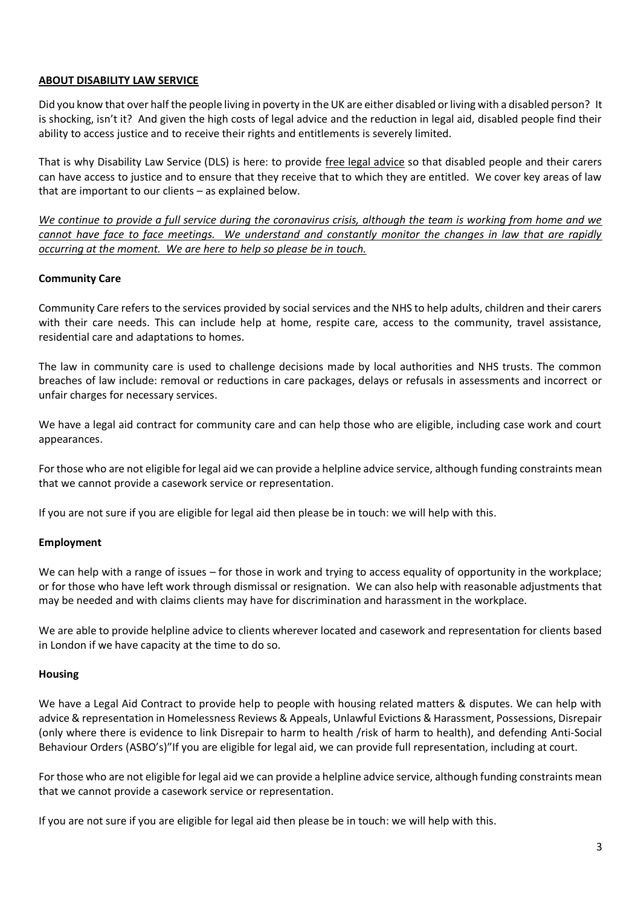## ABOUT DISABILITY LAW SERVICE

Did you know that over half the people living in poverty in the UK are either disabled or living with a disabled person? It is shocking, isn't it? And given the high costs of legal advice and the reduction in legal aid, disabled people find their ability to access justice and to receive their rights and entitlements is severely limited.

That is why Disability Law Service (DLS) is here: to provide free legal advice so that disabled people and their carers can have access to justice and to ensure that they receive that to which they are entitled. We cover key areas of law that are important to our clients – as explained below.

*We continue to provide a full service during the coronavirus crisis, although the team is working from home and we cannot have face to face meetings. We understand and constantly monitor the changes in law that are rapidly occurring at the moment. We are here to help so please be in touch.*

### Community Care

Community Care refers to the services provided by social services and the NHS to help adults, children and their carers with their care needs. This can include help at home, respite care, access to the community, travel assistance, residential care and adaptations to homes.

The law in community care is used to challenge decisions made by local authorities and NHS trusts. The common breaches of law include: removal or reductions in care packages, delays or refusals in assessments and incorrect or unfair charges for necessary services.

We have a legal aid contract for community care and can help those who are eligible, including case work and court appearances.

For those who are not eligible for legal aid we can provide a helpline advice service, although funding constraints mean that we cannot provide a casework service or representation.

If you are not sure if you are eligible for legal aid then please be in touch: we will help with this.

### Employment

We can help with a range of issues – for those in work and trying to access equality of opportunity in the workplace; or for those who have left work through dismissal or resignation. We can also help with reasonable adjustments that may be needed and with claims clients may have for discrimination and harassment in the workplace.

We are able to provide helpline advice to clients wherever located and casework and representation for clients based in London if we have capacity at the time to do so.

### Housing

We have a Legal Aid Contract to provide help to people with housing related matters & disputes. We can help with advice & representation in Homelessness Reviews & Appeals, Unlawful Evictions & Harassment, Possessions, Disrepair (only where there is evidence to link Disrepair to harm to health /risk of harm to health), and defending Anti-Social Behaviour Orders (ASBO's)"If you are eligible for legal aid, we can provide full representation, including at court.

For those who are not eligible for legal aid we can provide a helpline advice service, although funding constraints mean that we cannot provide a casework service or representation.

If you are not sure if you are eligible for legal aid then please be in touch: we will help with this.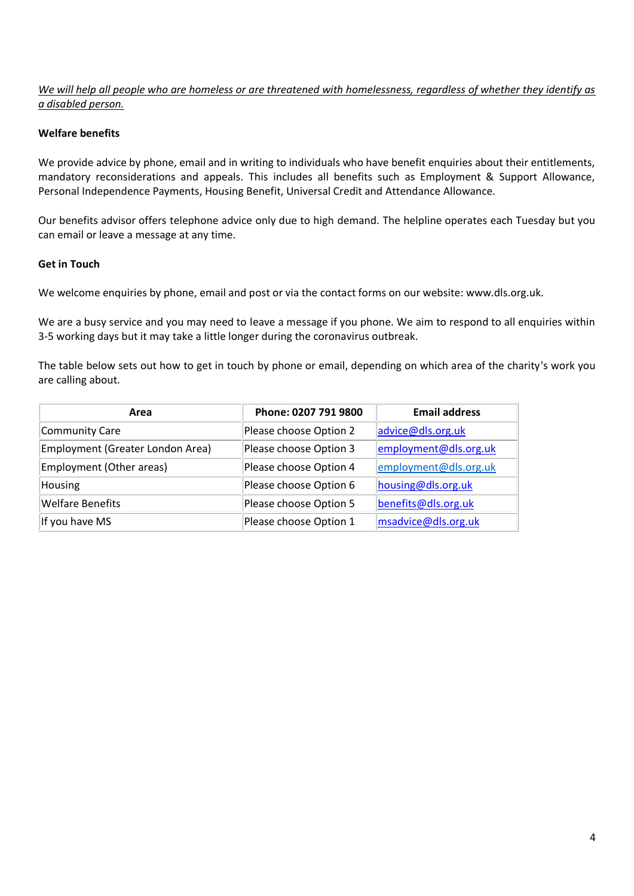*We will help all people who are homeless or are threatened with homelessness, regardless of whether they identify as a disabled person.*

**Welfare benefits**

We provide advice by phone, email and in writing to individuals who have benefit enquiries about their entitlements, mandatory reconsiderations and appeals. This includes all benefits such as Employment & Support Allowance, Personal Independence Payments, Housing Benefit, Universal Credit and Attendance Allowance.

Our benefits advisor offers telephone advice only due to high demand. The helpline operates each Tuesday but you can email or leave a message at any time.

**Get in Touch**

We welcome enquiries by phone, email and post or via the contact forms on our website: www.dls.org.uk.

We are a busy service and you may need to leave a message if you phone. We aim to respond to all enquiries within 3-5 working days but it may take a little longer during the coronavirus outbreak.

The table below sets out how to get in touch by phone or email, depending on which area of the charity's work you are calling about.

| Area | Phone: 0207 791 9800 | Email address |
|---|---|---|
| Community Care | Please choose Option 2 | advice@dls.org.uk |
| Employment (Greater London Area) | Please choose Option 3 | employment@dls.org.uk |
| Employment (Other areas) | Please choose Option 4 | employment@dls.org.uk |
| Housing | Please choose Option 6 | housing@dls.org.uk |
| Welfare Benefits | Please choose Option 5 | benefits@dls.org.uk |
| If you have MS | Please choose Option 1 | msadvice@dls.org.uk |